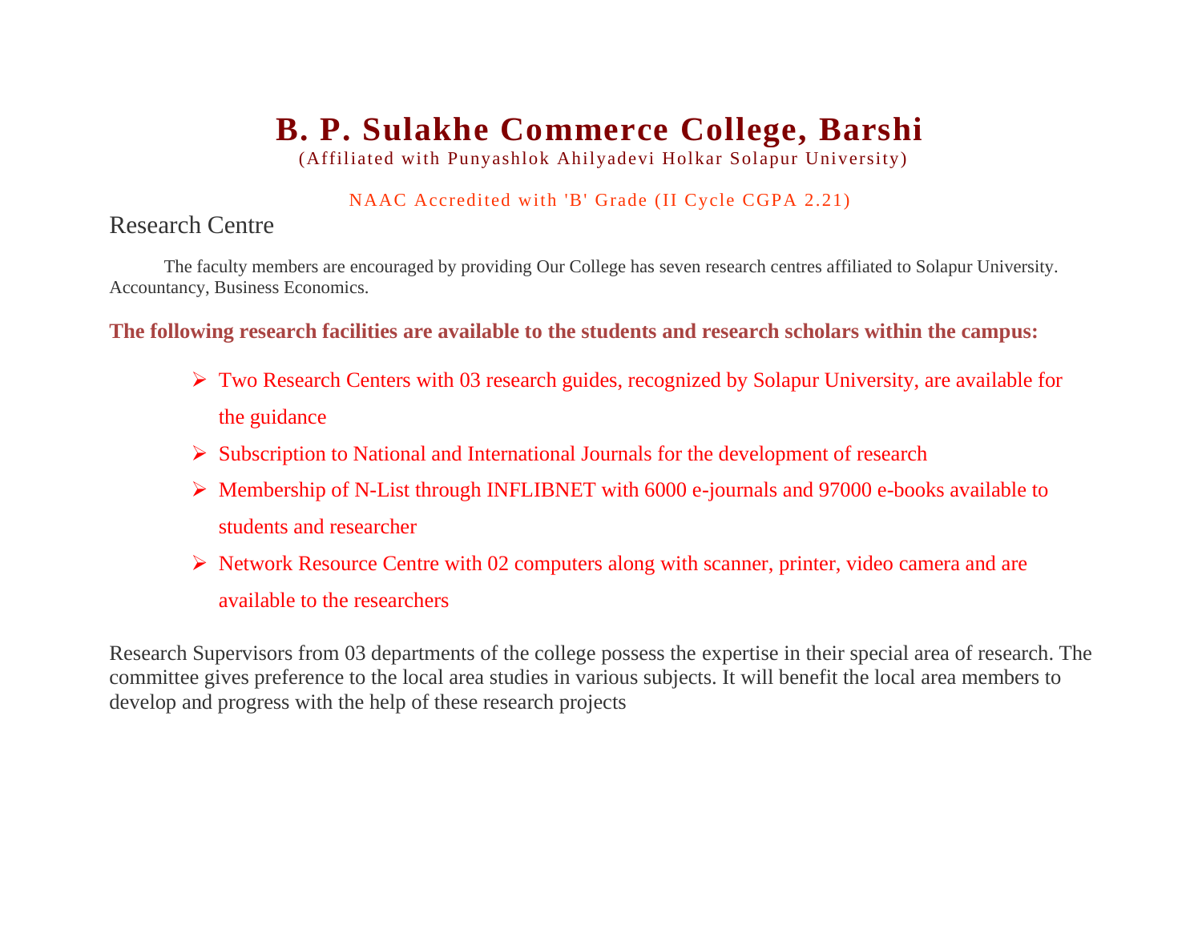# B. P. Sulakhe Commerce College, Barshi

(Affiliated with Punyashlok Ahilyadevi Holkar Solapur University)

NAAC Accredited with 'B' Grade (II Cycle CGPA 2.21)

## Research Centre

The faculty members are encouraged by providing Our College has seven research centres affiliated to Solapur University. Accountancy, Business Economics.

**The following research facilities are available to the students and research scholars within the campus:**

- Two Research Centers with 03 research guides, recognized by Solapur University, are available for the guidance
- Subscription to National and International Journals for the development of research
- Membership of N-List through INFLIBNET with 6000 e-journals and 97000 e-books available to students and researcher
- Network Resource Centre with 02 computers along with scanner, printer, video camera and are available to the researchers

Research Supervisors from 03 departments of the college possess the expertise in their special area of research. The committee gives preference to the local area studies in various subjects. It will benefit the local area members to develop and progress with the help of these research projects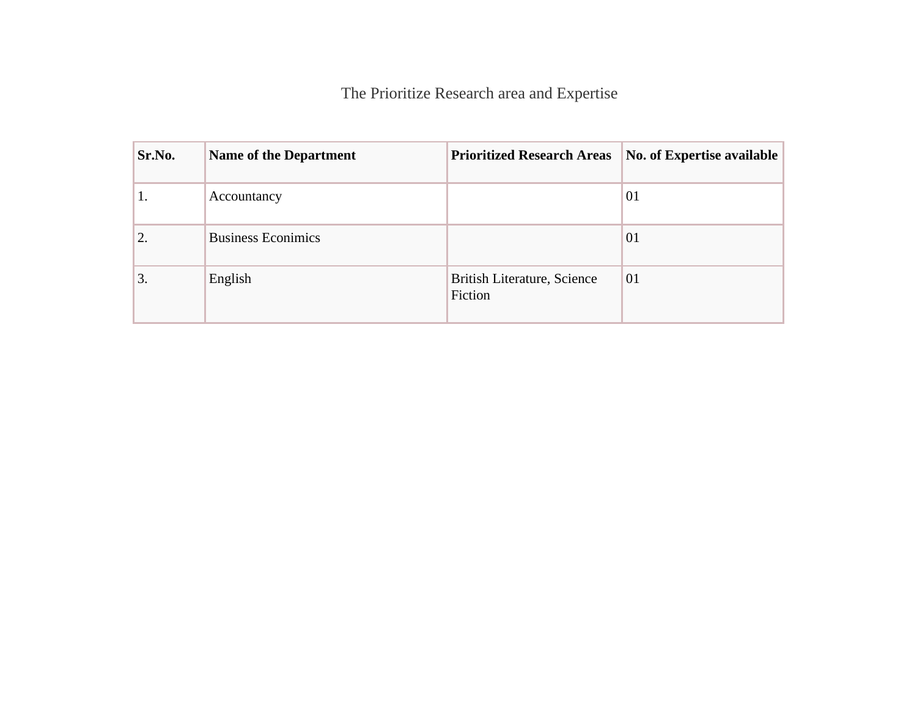The Prioritize Research area and Expertise

| Sr.No. | Name of the Department | Prioritized Research Areas | No. of Expertise available |
|---|---|---|---|
| 1. | Accountancy | | 01 |
| 2. | Business Econimics | | 01 |
| 3. | English | British Literature, Science Fiction | 01 |